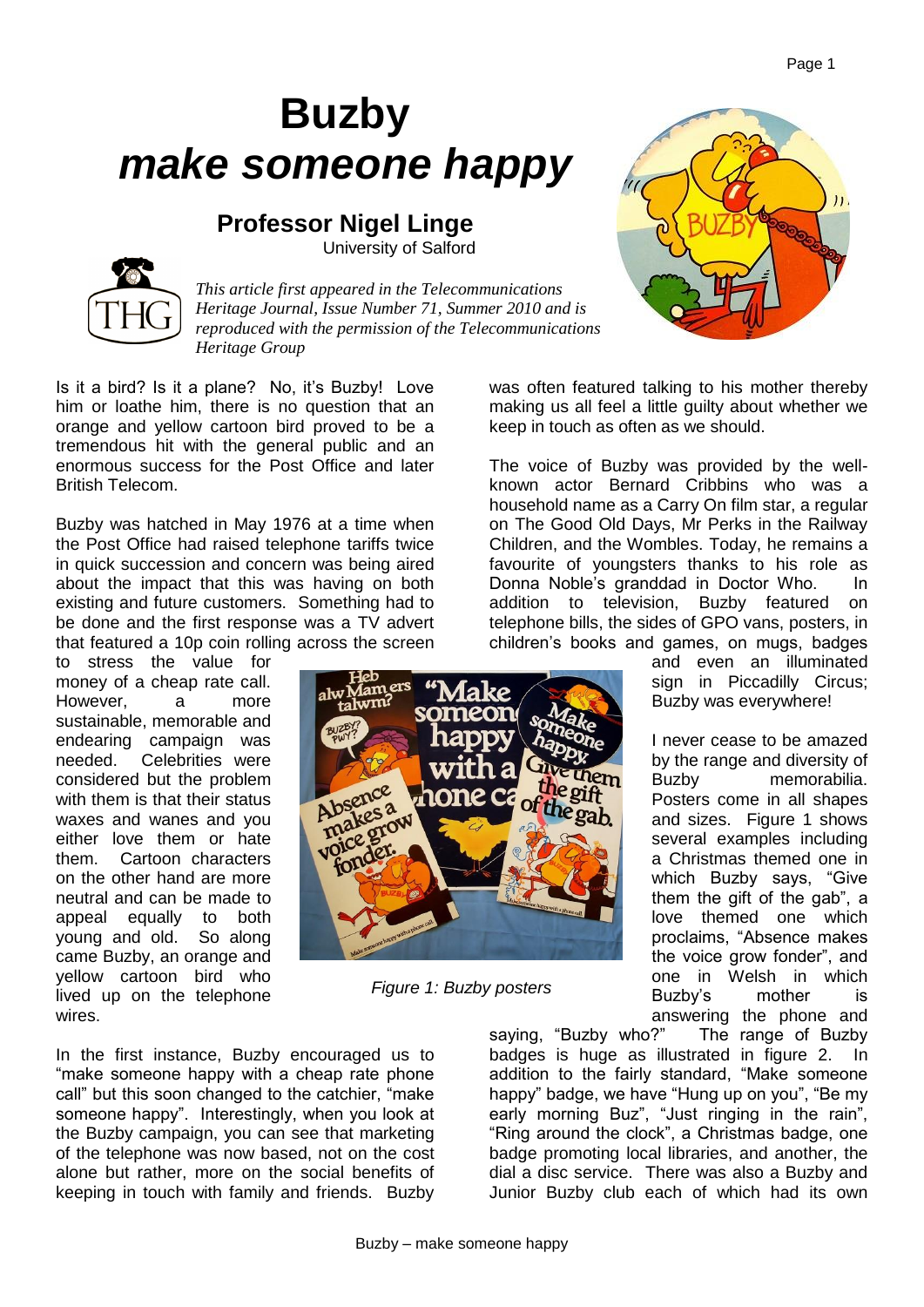# Buzby
# *make someone happy*

## Professor Nigel Linge

University of Salford

*This article first appeared in the Telecommunications Heritage Journal, Issue Number 71, Summer 2010 and is reproduced with the permission of the Telecommunications Heritage Group*

Is it a bird? Is it a plane? No, it's Buzby! Love him or loathe him, there is no question that an orange and yellow cartoon bird proved to be a tremendous hit with the general public and an enormous success for the Post Office and later British Telecom.

Buzby was hatched in May 1976 at a time when the Post Office had raised telephone tariffs twice in quick succession and concern was being aired about the impact that this was having on both existing and future customers. Something had to be done and the first response was a TV advert that featured a 10p coin rolling across the screen to stress the value for money of a cheap rate call. However, a more sustainable, memorable and endearing campaign was needed. Celebrities were considered but the problem with them is that their status waxes and wanes and you either love them or hate them. Cartoon characters on the other hand are more neutral and can be made to appeal equally to both young and old. So along came Buzby, an orange and yellow cartoon bird who lived up on the telephone wires.

In the first instance, Buzby encouraged us to "make someone happy with a cheap rate phone call" but this soon changed to the catchier, "make someone happy". Interestingly, when you look at the Buzby campaign, you can see that marketing of the telephone was now based, not on the cost alone but rather, more on the social benefits of keeping in touch with family and friends. Buzby was often featured talking to his mother thereby making us all feel a little guilty about whether we keep in touch as often as we should.

The voice of Buzby was provided by the well-known actor Bernard Cribbins who was a household name as a Carry On film star, a regular on The Good Old Days, Mr Perks in the Railway Children, and the Wombles. Today, he remains a favourite of youngsters thanks to his role as Donna Noble's granddad in Doctor Who. In addition to television, Buzby featured on telephone bills, the sides of GPO vans, posters, in children's books and games, on mugs, badges and even an illuminated sign in Piccadilly Circus; Buzby was everywhere!

*Figure 1: Buzby posters*

I never cease to be amazed by the range and diversity of Buzby memorabilia. Posters come in all shapes and sizes. Figure 1 shows several examples including a Christmas themed one in which Buzby says, "Give them the gift of the gab", a love themed one which proclaims, "Absence makes the voice grow fonder", and one in Welsh in which Buzby's mother is answering the phone and saying, "Buzby who?" The range of Buzby badges is huge as illustrated in figure 2. In addition to the fairly standard, "Make someone happy" badge, we have "Hung up on you", "Be my early morning Buz", "Just ringing in the rain", "Ring around the clock", a Christmas badge, one badge promoting local libraries, and another, the dial a disc service. There was also a Buzby and Junior Buzby club each of which had its own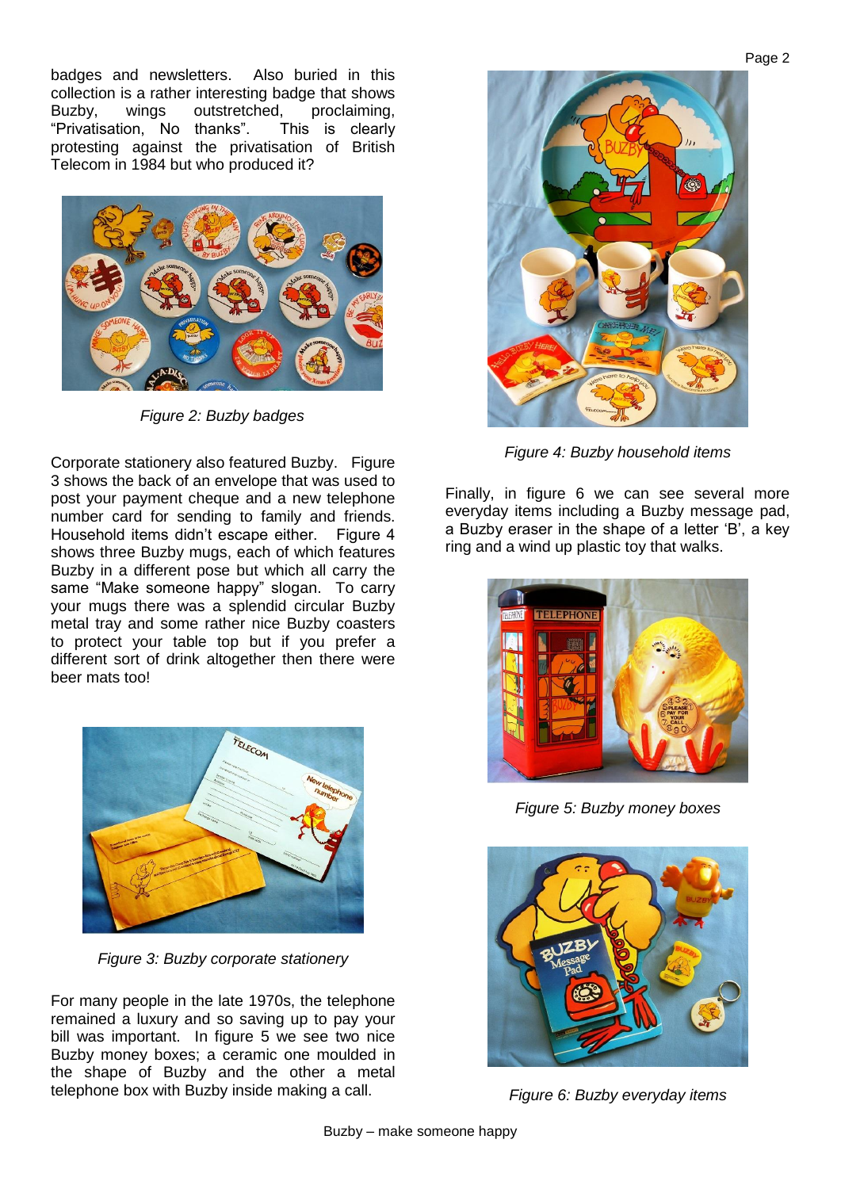badges and newsletters. Also buried in this collection is a rather interesting badge that shows Buzby, wings outstretched, proclaiming, "Privatisation, No thanks". This is clearly protesting against the privatisation of British Telecom in 1984 but who produced it?

*Figure 2: Buzby badges*

Corporate stationery also featured Buzby. Figure 3 shows the back of an envelope that was used to post your payment cheque and a new telephone number card for sending to family and friends. Household items didn't escape either. Figure 4 shows three Buzby mugs, each of which features Buzby in a different pose but which all carry the same "Make someone happy" slogan. To carry your mugs there was a splendid circular Buzby metal tray and some rather nice Buzby coasters to protect your table top but if you prefer a different sort of drink altogether then there were beer mats too!

*Figure 3: Buzby corporate stationery*

For many people in the late 1970s, the telephone remained a luxury and so saving up to pay your bill was important. In figure 5 we see two nice Buzby money boxes; a ceramic one moulded in the shape of Buzby and the other a metal telephone box with Buzby inside making a call.

*Figure 4: Buzby household items*

Finally, in figure 6 we can see several more everyday items including a Buzby message pad, a Buzby eraser in the shape of a letter 'B', a key ring and a wind up plastic toy that walks.

*Figure 5: Buzby money boxes*

*Figure 6: Buzby everyday items*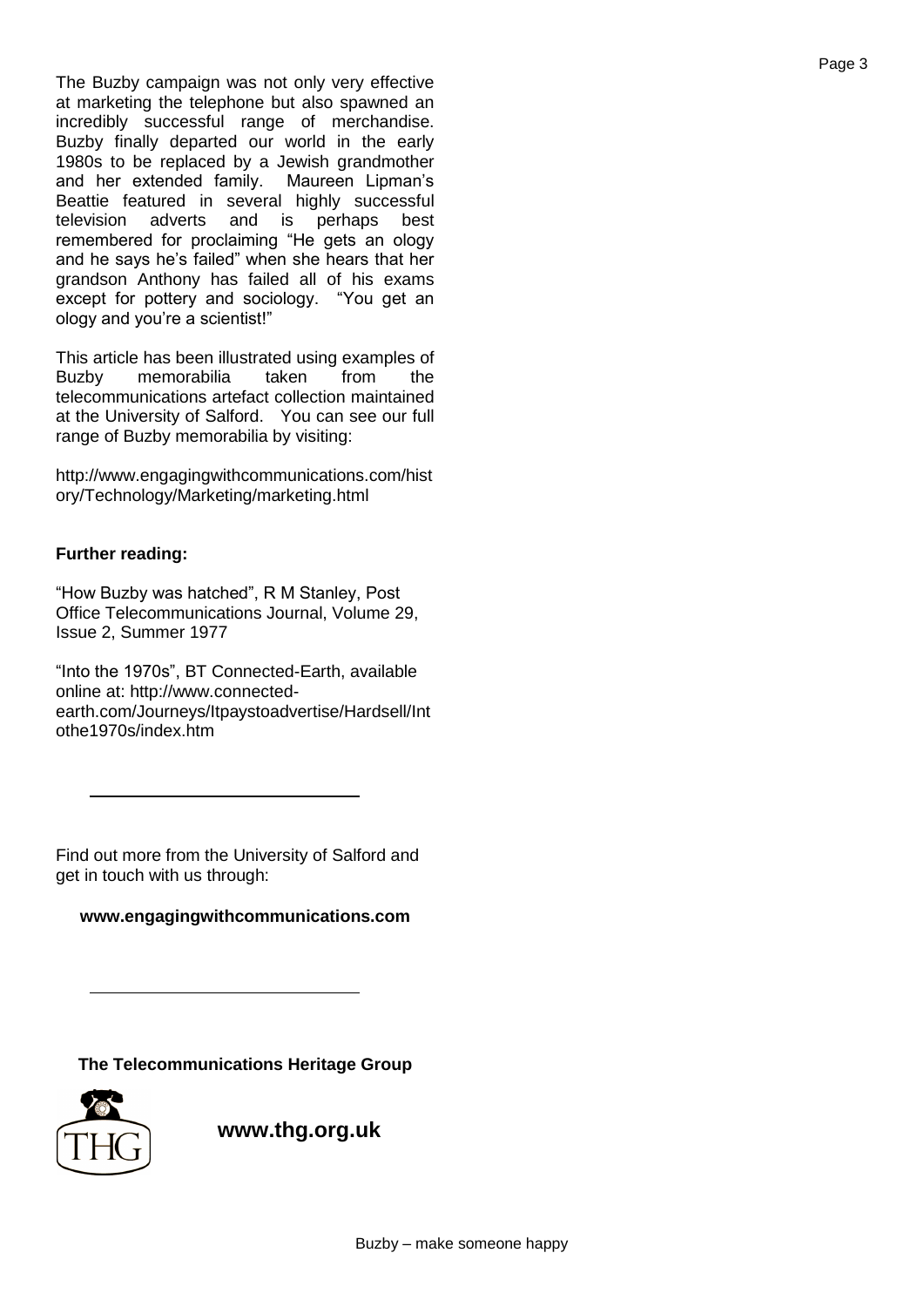The Buzby campaign was not only very effective at marketing the telephone but also spawned an incredibly successful range of merchandise. Buzby finally departed our world in the early 1980s to be replaced by a Jewish grandmother and her extended family. Maureen Lipman's Beattie featured in several highly successful television adverts and is perhaps best remembered for proclaiming "He gets an ology and he says he's failed" when she hears that her grandson Anthony has failed all of his exams except for pottery and sociology. "You get an ology and you're a scientist!"

This article has been illustrated using examples of Buzby memorabilia taken from the telecommunications artefact collection maintained at the University of Salford. You can see our full range of Buzby memorabilia by visiting:

http://www.engagingwithcommunications.com/history/Technology/Marketing/marketing.html

**Further reading:**

"How Buzby was hatched", R M Stanley, Post Office Telecommunications Journal, Volume 29, Issue 2, Summer 1977

"Into the 1970s", BT Connected-Earth, available online at: http://www.connected-earth.com/Journeys/Itpaystoadvertise/Hardsell/Intothe1970s/index.htm

---

Find out more from the University of Salford and get in touch with us through:

**www.engagingwithcommunications.com**

---

**The Telecommunications Heritage Group**

THG

**www.thg.org.uk**